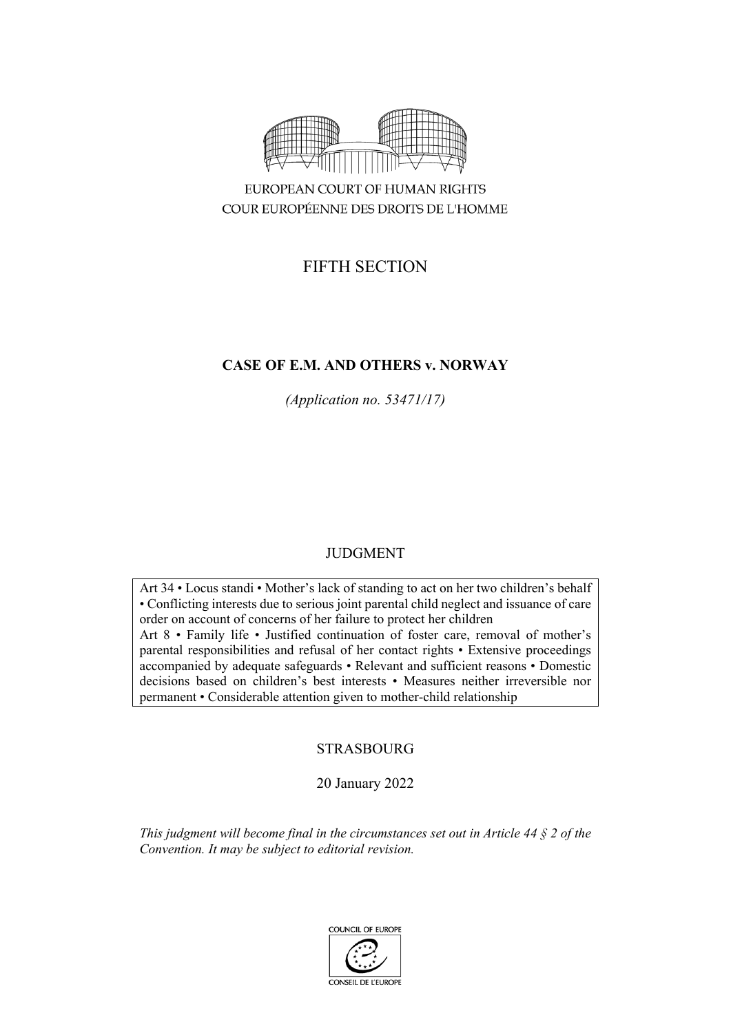EUROPEAN COURT OF HUMAN RIGHTS

COUR EUROPÉENNE DES DROITS DE L'HOMME

FIFTH SECTION

# CASE OF E.M. AND OTHERS v. NORWAY

*(Application no. 53471/17)*

JUDGMENT

Art 34 • Locus standi • Mother's lack of standing to act on her two children's behalf • Conflicting interests due to serious joint parental child neglect and issuance of care order on account of concerns of her failure to protect her children
Art 8 • Family life • Justified continuation of foster care, removal of mother's parental responsibilities and refusal of her contact rights • Extensive proceedings accompanied by adequate safeguards • Relevant and sufficient reasons • Domestic decisions based on children's best interests • Measures neither irreversible nor permanent • Considerable attention given to mother-child relationship

STRASBOURG

20 January 2022

*This judgment will become final in the circumstances set out in Article 44 § 2 of the Convention. It may be subject to editorial revision.*

COUNCIL OF EUROPE

CONSEIL DE L'EUROPE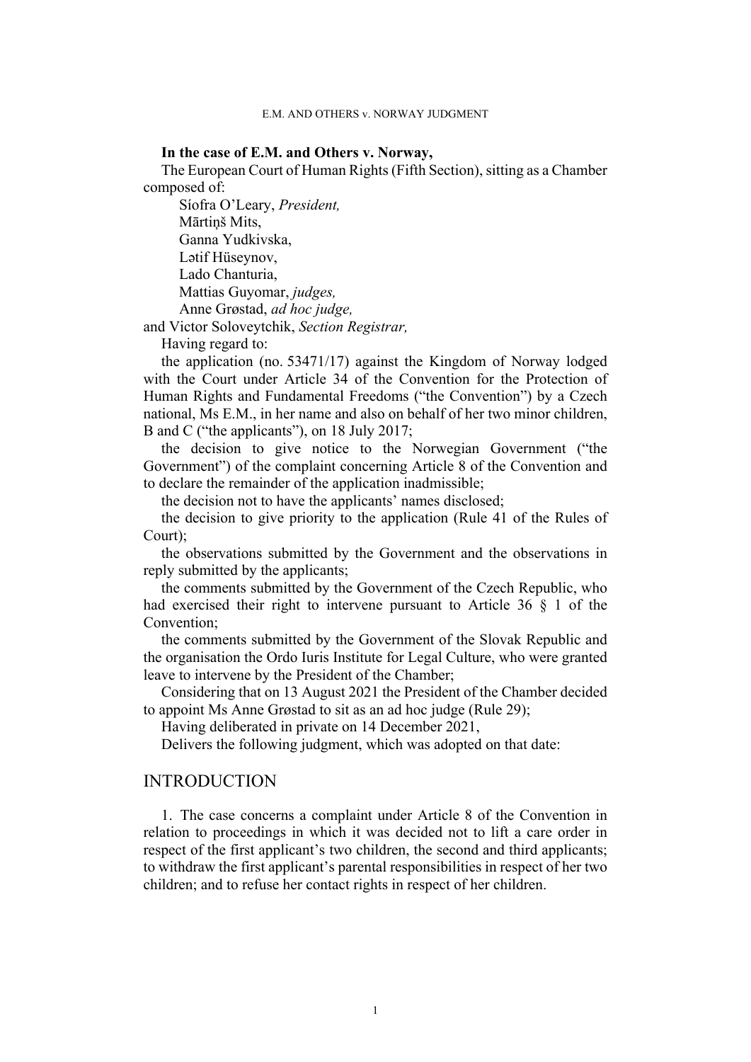**In the case of E.M. and Others v. Norway,**

The European Court of Human Rights (Fifth Section), sitting as a Chamber composed of:

Síofra O'Leary, *President,*
Mārtiņš Mits,
Ganna Yudkivska,
Lətif Hüseynov,
Lado Chanturia,
Mattias Guyomar, *judges,*
Anne Grøstad, *ad hoc judge,*

and Victor Soloveytchik, *Section Registrar,*

Having regard to:

the application (no. 53471/17) against the Kingdom of Norway lodged with the Court under Article 34 of the Convention for the Protection of Human Rights and Fundamental Freedoms ("the Convention") by a Czech national, Ms E.M., in her name and also on behalf of her two minor children, B and C ("the applicants"), on 18 July 2017;

the decision to give notice to the Norwegian Government ("the Government") of the complaint concerning Article 8 of the Convention and to declare the remainder of the application inadmissible;

the decision not to have the applicants' names disclosed;

the decision to give priority to the application (Rule 41 of the Rules of Court);

the observations submitted by the Government and the observations in reply submitted by the applicants;

the comments submitted by the Government of the Czech Republic, who had exercised their right to intervene pursuant to Article 36 § 1 of the Convention;

the comments submitted by the Government of the Slovak Republic and the organisation the Ordo Iuris Institute for Legal Culture, who were granted leave to intervene by the President of the Chamber;

Considering that on 13 August 2021 the President of the Chamber decided to appoint Ms Anne Grøstad to sit as an ad hoc judge (Rule 29);

Having deliberated in private on 14 December 2021,

Delivers the following judgment, which was adopted on that date:

## INTRODUCTION

1. The case concerns a complaint under Article 8 of the Convention in relation to proceedings in which it was decided not to lift a care order in respect of the first applicant's two children, the second and third applicants; to withdraw the first applicant's parental responsibilities in respect of her two children; and to refuse her contact rights in respect of her children.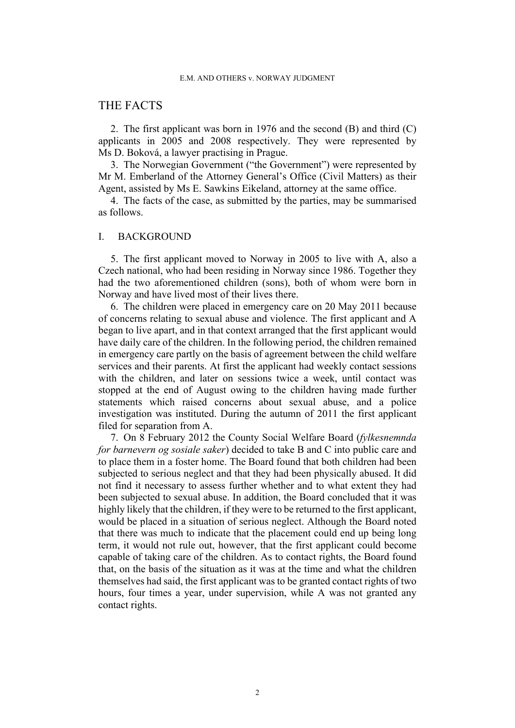# THE FACTS

2. The first applicant was born in 1976 and the second (B) and third (C) applicants in 2005 and 2008 respectively. They were represented by Ms D. Boková, a lawyer practising in Prague.

3. The Norwegian Government ("the Government") were represented by Mr M. Emberland of the Attorney General's Office (Civil Matters) as their Agent, assisted by Ms E. Sawkins Eikeland, attorney at the same office.

4. The facts of the case, as submitted by the parties, may be summarised as follows.

## I. BACKGROUND

5. The first applicant moved to Norway in 2005 to live with A, also a Czech national, who had been residing in Norway since 1986. Together they had the two aforementioned children (sons), both of whom were born in Norway and have lived most of their lives there.

6. The children were placed in emergency care on 20 May 2011 because of concerns relating to sexual abuse and violence. The first applicant and A began to live apart, and in that context arranged that the first applicant would have daily care of the children. In the following period, the children remained in emergency care partly on the basis of agreement between the child welfare services and their parents. At first the applicant had weekly contact sessions with the children, and later on sessions twice a week, until contact was stopped at the end of August owing to the children having made further statements which raised concerns about sexual abuse, and a police investigation was instituted. During the autumn of 2011 the first applicant filed for separation from A.

7. On 8 February 2012 the County Social Welfare Board (*fylkesnemnda for barnevern og sosiale saker*) decided to take B and C into public care and to place them in a foster home. The Board found that both children had been subjected to serious neglect and that they had been physically abused. It did not find it necessary to assess further whether and to what extent they had been subjected to sexual abuse. In addition, the Board concluded that it was highly likely that the children, if they were to be returned to the first applicant, would be placed in a situation of serious neglect. Although the Board noted that there was much to indicate that the placement could end up being long term, it would not rule out, however, that the first applicant could become capable of taking care of the children. As to contact rights, the Board found that, on the basis of the situation as it was at the time and what the children themselves had said, the first applicant was to be granted contact rights of two hours, four times a year, under supervision, while A was not granted any contact rights.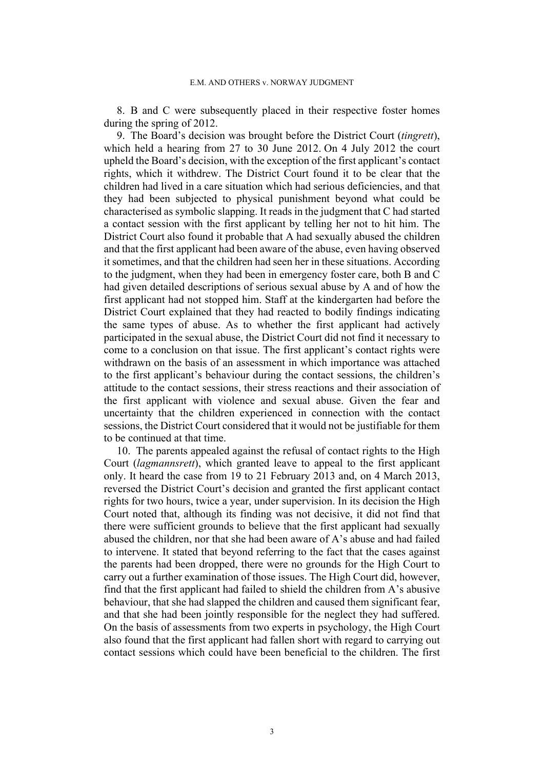8. B and C were subsequently placed in their respective foster homes during the spring of 2012.

9. The Board's decision was brought before the District Court (*tingrett*), which held a hearing from 27 to 30 June 2012. On 4 July 2012 the court upheld the Board's decision, with the exception of the first applicant's contact rights, which it withdrew. The District Court found it to be clear that the children had lived in a care situation which had serious deficiencies, and that they had been subjected to physical punishment beyond what could be characterised as symbolic slapping. It reads in the judgment that C had started a contact session with the first applicant by telling her not to hit him. The District Court also found it probable that A had sexually abused the children and that the first applicant had been aware of the abuse, even having observed it sometimes, and that the children had seen her in these situations. According to the judgment, when they had been in emergency foster care, both B and C had given detailed descriptions of serious sexual abuse by A and of how the first applicant had not stopped him. Staff at the kindergarten had before the District Court explained that they had reacted to bodily findings indicating the same types of abuse. As to whether the first applicant had actively participated in the sexual abuse, the District Court did not find it necessary to come to a conclusion on that issue. The first applicant's contact rights were withdrawn on the basis of an assessment in which importance was attached to the first applicant's behaviour during the contact sessions, the children's attitude to the contact sessions, their stress reactions and their association of the first applicant with violence and sexual abuse. Given the fear and uncertainty that the children experienced in connection with the contact sessions, the District Court considered that it would not be justifiable for them to be continued at that time.

10. The parents appealed against the refusal of contact rights to the High Court (*lagmannsrett*), which granted leave to appeal to the first applicant only. It heard the case from 19 to 21 February 2013 and, on 4 March 2013, reversed the District Court's decision and granted the first applicant contact rights for two hours, twice a year, under supervision. In its decision the High Court noted that, although its finding was not decisive, it did not find that there were sufficient grounds to believe that the first applicant had sexually abused the children, nor that she had been aware of A's abuse and had failed to intervene. It stated that beyond referring to the fact that the cases against the parents had been dropped, there were no grounds for the High Court to carry out a further examination of those issues. The High Court did, however, find that the first applicant had failed to shield the children from A's abusive behaviour, that she had slapped the children and caused them significant fear, and that she had been jointly responsible for the neglect they had suffered. On the basis of assessments from two experts in psychology, the High Court also found that the first applicant had fallen short with regard to carrying out contact sessions which could have been beneficial to the children. The first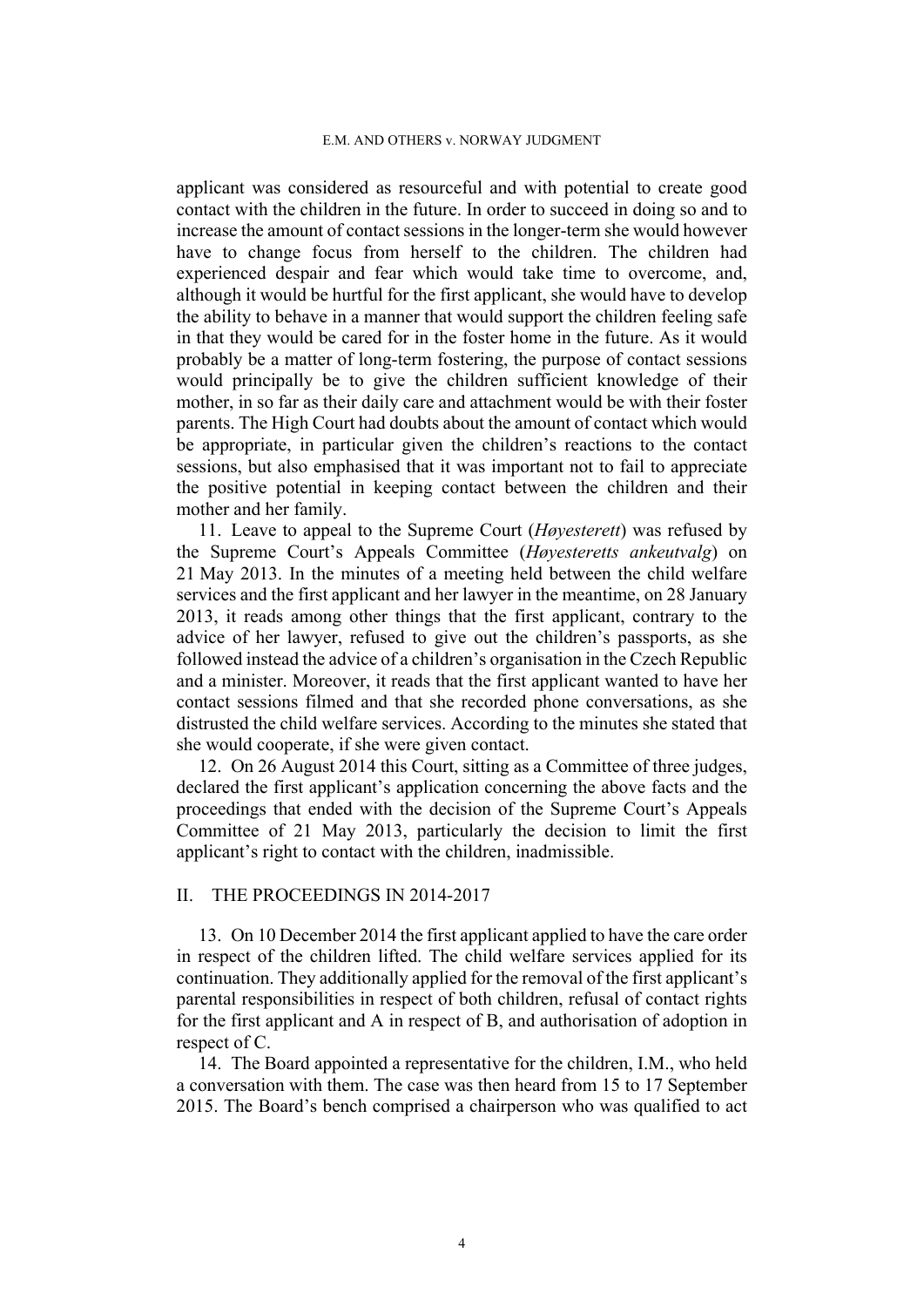applicant was considered as resourceful and with potential to create good contact with the children in the future. In order to succeed in doing so and to increase the amount of contact sessions in the longer-term she would however have to change focus from herself to the children. The children had experienced despair and fear which would take time to overcome, and, although it would be hurtful for the first applicant, she would have to develop the ability to behave in a manner that would support the children feeling safe in that they would be cared for in the foster home in the future. As it would probably be a matter of long-term fostering, the purpose of contact sessions would principally be to give the children sufficient knowledge of their mother, in so far as their daily care and attachment would be with their foster parents. The High Court had doubts about the amount of contact which would be appropriate, in particular given the children's reactions to the contact sessions, but also emphasised that it was important not to fail to appreciate the positive potential in keeping contact between the children and their mother and her family.

11. Leave to appeal to the Supreme Court (*Høyesterett*) was refused by the Supreme Court's Appeals Committee (*Høyesteretts ankeutvalg*) on 21 May 2013. In the minutes of a meeting held between the child welfare services and the first applicant and her lawyer in the meantime, on 28 January 2013, it reads among other things that the first applicant, contrary to the advice of her lawyer, refused to give out the children's passports, as she followed instead the advice of a children's organisation in the Czech Republic and a minister. Moreover, it reads that the first applicant wanted to have her contact sessions filmed and that she recorded phone conversations, as she distrusted the child welfare services. According to the minutes she stated that she would cooperate, if she were given contact.

12. On 26 August 2014 this Court, sitting as a Committee of three judges, declared the first applicant's application concerning the above facts and the proceedings that ended with the decision of the Supreme Court's Appeals Committee of 21 May 2013, particularly the decision to limit the first applicant's right to contact with the children, inadmissible.

## II. THE PROCEEDINGS IN 2014-2017

13. On 10 December 2014 the first applicant applied to have the care order in respect of the children lifted. The child welfare services applied for its continuation. They additionally applied for the removal of the first applicant's parental responsibilities in respect of both children, refusal of contact rights for the first applicant and A in respect of B, and authorisation of adoption in respect of C.

14. The Board appointed a representative for the children, I.M., who held a conversation with them. The case was then heard from 15 to 17 September 2015. The Board's bench comprised a chairperson who was qualified to act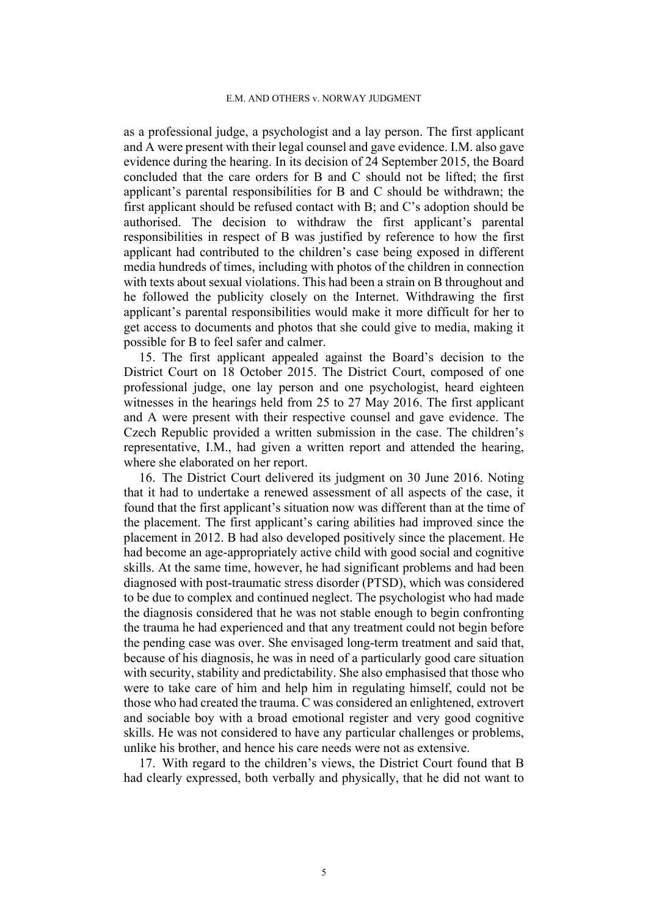as a professional judge, a psychologist and a lay person. The first applicant and A were present with their legal counsel and gave evidence. I.M. also gave evidence during the hearing. In its decision of 24 September 2015, the Board concluded that the care orders for B and C should not be lifted; the first applicant's parental responsibilities for B and C should be withdrawn; the first applicant should be refused contact with B; and C's adoption should be authorised. The decision to withdraw the first applicant's parental responsibilities in respect of B was justified by reference to how the first applicant had contributed to the children's case being exposed in different media hundreds of times, including with photos of the children in connection with texts about sexual violations. This had been a strain on B throughout and he followed the publicity closely on the Internet. Withdrawing the first applicant's parental responsibilities would make it more difficult for her to get access to documents and photos that she could give to media, making it possible for B to feel safer and calmer.

15. The first applicant appealed against the Board's decision to the District Court on 18 October 2015. The District Court, composed of one professional judge, one lay person and one psychologist, heard eighteen witnesses in the hearings held from 25 to 27 May 2016. The first applicant and A were present with their respective counsel and gave evidence. The Czech Republic provided a written submission in the case. The children's representative, I.M., had given a written report and attended the hearing, where she elaborated on her report.

16. The District Court delivered its judgment on 30 June 2016. Noting that it had to undertake a renewed assessment of all aspects of the case, it found that the first applicant's situation now was different than at the time of the placement. The first applicant's caring abilities had improved since the placement in 2012. B had also developed positively since the placement. He had become an age-appropriately active child with good social and cognitive skills. At the same time, however, he had significant problems and had been diagnosed with post-traumatic stress disorder (PTSD), which was considered to be due to complex and continued neglect. The psychologist who had made the diagnosis considered that he was not stable enough to begin confronting the trauma he had experienced and that any treatment could not begin before the pending case was over. She envisaged long-term treatment and said that, because of his diagnosis, he was in need of a particularly good care situation with security, stability and predictability. She also emphasised that those who were to take care of him and help him in regulating himself, could not be those who had created the trauma. C was considered an enlightened, extrovert and sociable boy with a broad emotional register and very good cognitive skills. He was not considered to have any particular challenges or problems, unlike his brother, and hence his care needs were not as extensive.

17. With regard to the children's views, the District Court found that B had clearly expressed, both verbally and physically, that he did not want to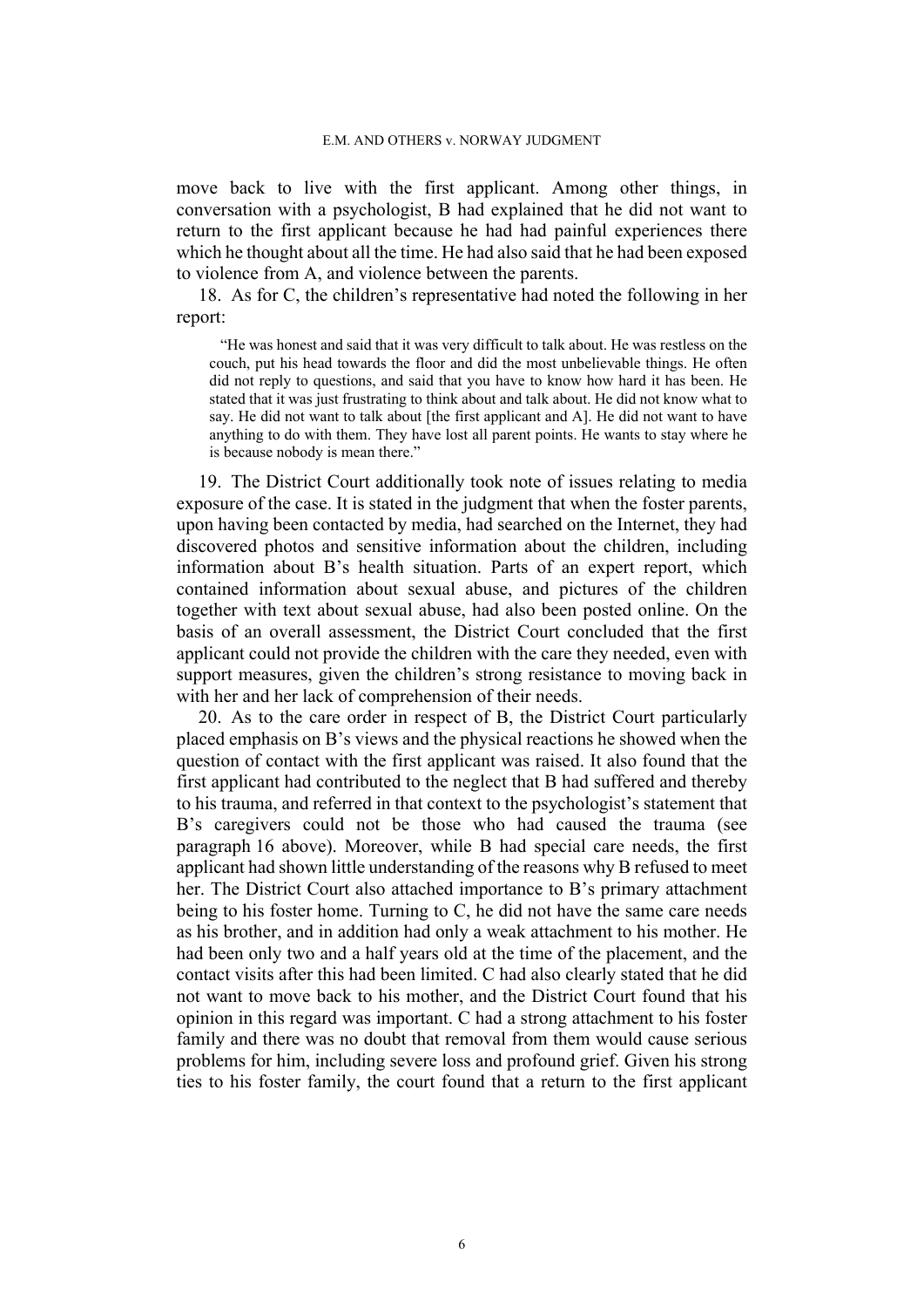move back to live with the first applicant. Among other things, in conversation with a psychologist, B had explained that he did not want to return to the first applicant because he had had painful experiences there which he thought about all the time. He had also said that he had been exposed to violence from A, and violence between the parents.

18. As for C, the children's representative had noted the following in her report:

> "He was honest and said that it was very difficult to talk about. He was restless on the couch, put his head towards the floor and did the most unbelievable things. He often did not reply to questions, and said that you have to know how hard it has been. He stated that it was just frustrating to think about and talk about. He did not know what to say. He did not want to talk about [the first applicant and A]. He did not want to have anything to do with them. They have lost all parent points. He wants to stay where he is because nobody is mean there."

19. The District Court additionally took note of issues relating to media exposure of the case. It is stated in the judgment that when the foster parents, upon having been contacted by media, had searched on the Internet, they had discovered photos and sensitive information about the children, including information about B's health situation. Parts of an expert report, which contained information about sexual abuse, and pictures of the children together with text about sexual abuse, had also been posted online. On the basis of an overall assessment, the District Court concluded that the first applicant could not provide the children with the care they needed, even with support measures, given the children's strong resistance to moving back in with her and her lack of comprehension of their needs.

20. As to the care order in respect of B, the District Court particularly placed emphasis on B's views and the physical reactions he showed when the question of contact with the first applicant was raised. It also found that the first applicant had contributed to the neglect that B had suffered and thereby to his trauma, and referred in that context to the psychologist's statement that B's caregivers could not be those who had caused the trauma (see paragraph 16 above). Moreover, while B had special care needs, the first applicant had shown little understanding of the reasons why B refused to meet her. The District Court also attached importance to B's primary attachment being to his foster home. Turning to C, he did not have the same care needs as his brother, and in addition had only a weak attachment to his mother. He had been only two and a half years old at the time of the placement, and the contact visits after this had been limited. C had also clearly stated that he did not want to move back to his mother, and the District Court found that his opinion in this regard was important. C had a strong attachment to his foster family and there was no doubt that removal from them would cause serious problems for him, including severe loss and profound grief. Given his strong ties to his foster family, the court found that a return to the first applicant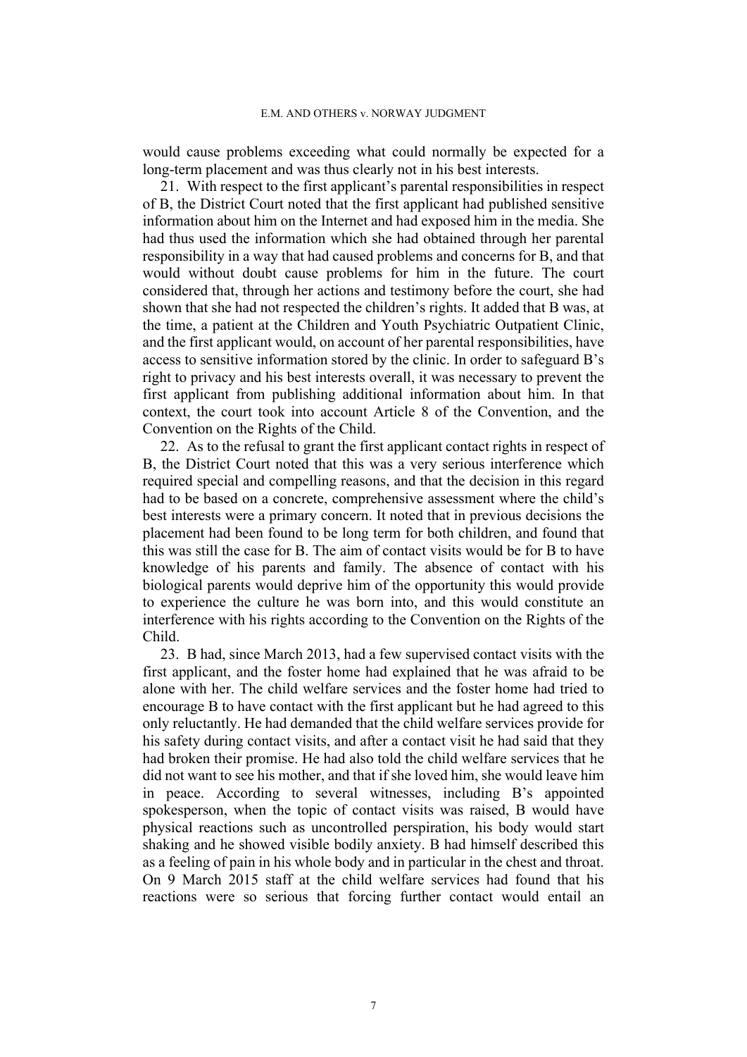would cause problems exceeding what could normally be expected for a long-term placement and was thus clearly not in his best interests.

21. With respect to the first applicant's parental responsibilities in respect of B, the District Court noted that the first applicant had published sensitive information about him on the Internet and had exposed him in the media. She had thus used the information which she had obtained through her parental responsibility in a way that had caused problems and concerns for B, and that would without doubt cause problems for him in the future. The court considered that, through her actions and testimony before the court, she had shown that she had not respected the children's rights. It added that B was, at the time, a patient at the Children and Youth Psychiatric Outpatient Clinic, and the first applicant would, on account of her parental responsibilities, have access to sensitive information stored by the clinic. In order to safeguard B's right to privacy and his best interests overall, it was necessary to prevent the first applicant from publishing additional information about him. In that context, the court took into account Article 8 of the Convention, and the Convention on the Rights of the Child.

22. As to the refusal to grant the first applicant contact rights in respect of B, the District Court noted that this was a very serious interference which required special and compelling reasons, and that the decision in this regard had to be based on a concrete, comprehensive assessment where the child's best interests were a primary concern. It noted that in previous decisions the placement had been found to be long term for both children, and found that this was still the case for B. The aim of contact visits would be for B to have knowledge of his parents and family. The absence of contact with his biological parents would deprive him of the opportunity this would provide to experience the culture he was born into, and this would constitute an interference with his rights according to the Convention on the Rights of the Child.

23. B had, since March 2013, had a few supervised contact visits with the first applicant, and the foster home had explained that he was afraid to be alone with her. The child welfare services and the foster home had tried to encourage B to have contact with the first applicant but he had agreed to this only reluctantly. He had demanded that the child welfare services provide for his safety during contact visits, and after a contact visit he had said that they had broken their promise. He had also told the child welfare services that he did not want to see his mother, and that if she loved him, she would leave him in peace. According to several witnesses, including B's appointed spokesperson, when the topic of contact visits was raised, B would have physical reactions such as uncontrolled perspiration, his body would start shaking and he showed visible bodily anxiety. B had himself described this as a feeling of pain in his whole body and in particular in the chest and throat. On 9 March 2015 staff at the child welfare services had found that his reactions were so serious that forcing further contact would entail an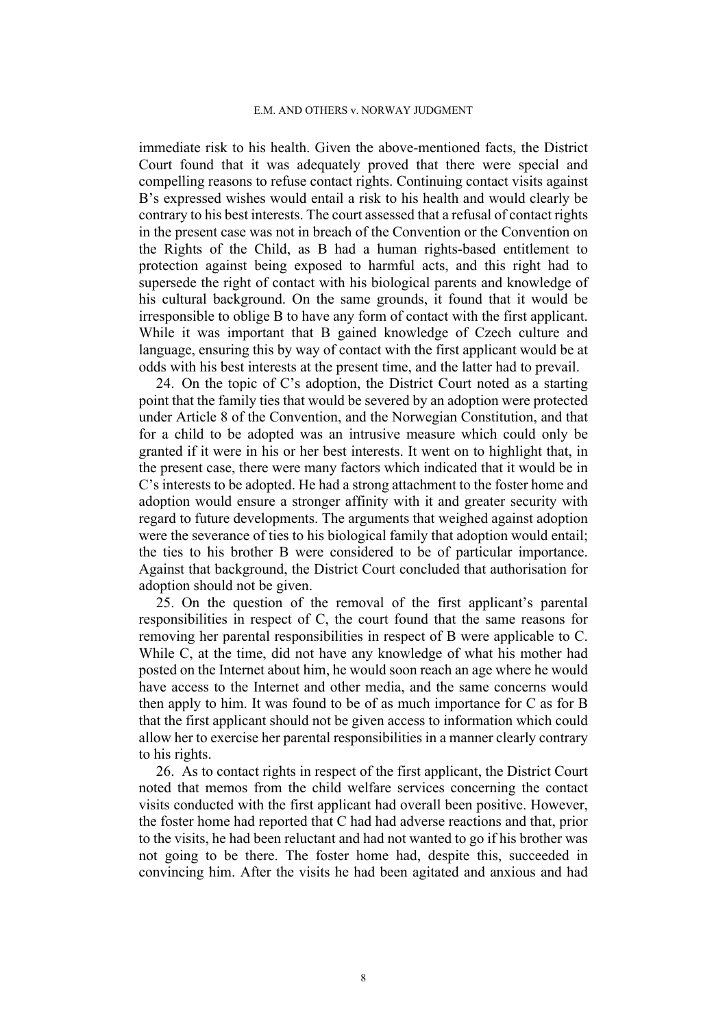immediate risk to his health. Given the above-mentioned facts, the District Court found that it was adequately proved that there were special and compelling reasons to refuse contact rights. Continuing contact visits against B's expressed wishes would entail a risk to his health and would clearly be contrary to his best interests. The court assessed that a refusal of contact rights in the present case was not in breach of the Convention or the Convention on the Rights of the Child, as B had a human rights-based entitlement to protection against being exposed to harmful acts, and this right had to supersede the right of contact with his biological parents and knowledge of his cultural background. On the same grounds, it found that it would be irresponsible to oblige B to have any form of contact with the first applicant. While it was important that B gained knowledge of Czech culture and language, ensuring this by way of contact with the first applicant would be at odds with his best interests at the present time, and the latter had to prevail.

24. On the topic of C's adoption, the District Court noted as a starting point that the family ties that would be severed by an adoption were protected under Article 8 of the Convention, and the Norwegian Constitution, and that for a child to be adopted was an intrusive measure which could only be granted if it were in his or her best interests. It went on to highlight that, in the present case, there were many factors which indicated that it would be in C's interests to be adopted. He had a strong attachment to the foster home and adoption would ensure a stronger affinity with it and greater security with regard to future developments. The arguments that weighed against adoption were the severance of ties to his biological family that adoption would entail; the ties to his brother B were considered to be of particular importance. Against that background, the District Court concluded that authorisation for adoption should not be given.

25. On the question of the removal of the first applicant's parental responsibilities in respect of C, the court found that the same reasons for removing her parental responsibilities in respect of B were applicable to C. While C, at the time, did not have any knowledge of what his mother had posted on the Internet about him, he would soon reach an age where he would have access to the Internet and other media, and the same concerns would then apply to him. It was found to be of as much importance for C as for B that the first applicant should not be given access to information which could allow her to exercise her parental responsibilities in a manner clearly contrary to his rights.

26. As to contact rights in respect of the first applicant, the District Court noted that memos from the child welfare services concerning the contact visits conducted with the first applicant had overall been positive. However, the foster home had reported that C had had adverse reactions and that, prior to the visits, he had been reluctant and had not wanted to go if his brother was not going to be there. The foster home had, despite this, succeeded in convincing him. After the visits he had been agitated and anxious and had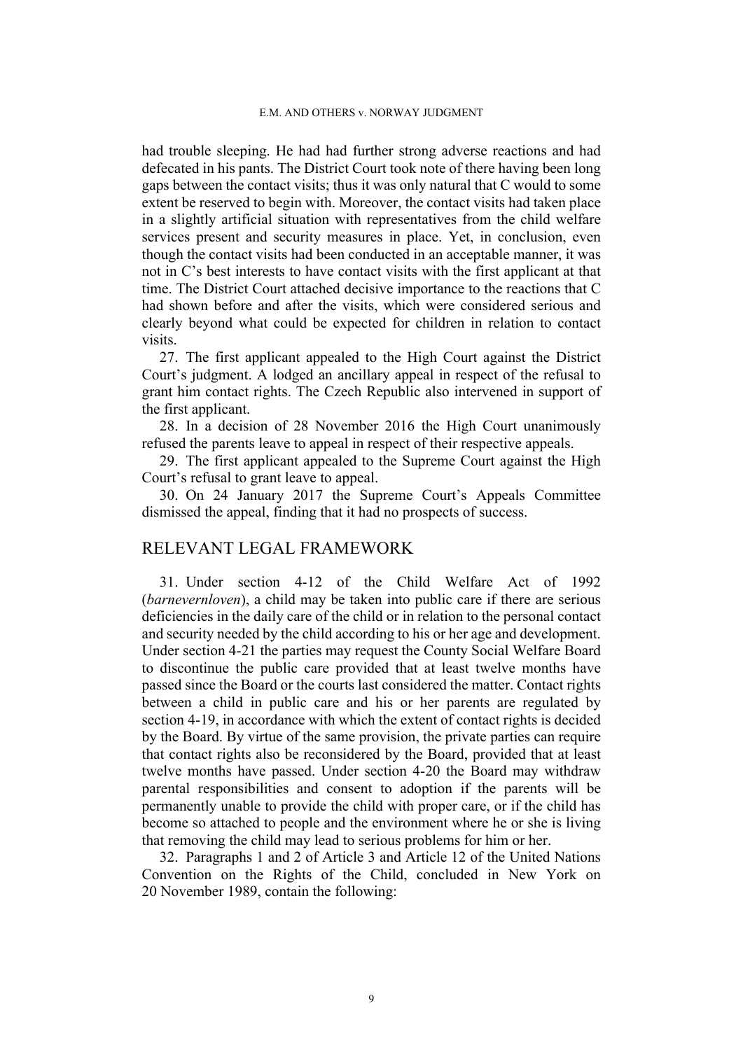had trouble sleeping. He had had further strong adverse reactions and had defecated in his pants. The District Court took note of there having been long gaps between the contact visits; thus it was only natural that C would to some extent be reserved to begin with. Moreover, the contact visits had taken place in a slightly artificial situation with representatives from the child welfare services present and security measures in place. Yet, in conclusion, even though the contact visits had been conducted in an acceptable manner, it was not in C's best interests to have contact visits with the first applicant at that time. The District Court attached decisive importance to the reactions that C had shown before and after the visits, which were considered serious and clearly beyond what could be expected for children in relation to contact visits.

27. The first applicant appealed to the High Court against the District Court's judgment. A lodged an ancillary appeal in respect of the refusal to grant him contact rights. The Czech Republic also intervened in support of the first applicant.

28. In a decision of 28 November 2016 the High Court unanimously refused the parents leave to appeal in respect of their respective appeals.

29. The first applicant appealed to the Supreme Court against the High Court's refusal to grant leave to appeal.

30. On 24 January 2017 the Supreme Court's Appeals Committee dismissed the appeal, finding that it had no prospects of success.

## RELEVANT LEGAL FRAMEWORK

31. Under section 4-12 of the Child Welfare Act of 1992 (*barnevernloven*), a child may be taken into public care if there are serious deficiencies in the daily care of the child or in relation to the personal contact and security needed by the child according to his or her age and development. Under section 4-21 the parties may request the County Social Welfare Board to discontinue the public care provided that at least twelve months have passed since the Board or the courts last considered the matter. Contact rights between a child in public care and his or her parents are regulated by section 4-19, in accordance with which the extent of contact rights is decided by the Board. By virtue of the same provision, the private parties can require that contact rights also be reconsidered by the Board, provided that at least twelve months have passed. Under section 4-20 the Board may withdraw parental responsibilities and consent to adoption if the parents will be permanently unable to provide the child with proper care, or if the child has become so attached to people and the environment where he or she is living that removing the child may lead to serious problems for him or her.

32. Paragraphs 1 and 2 of Article 3 and Article 12 of the United Nations Convention on the Rights of the Child, concluded in New York on 20 November 1989, contain the following: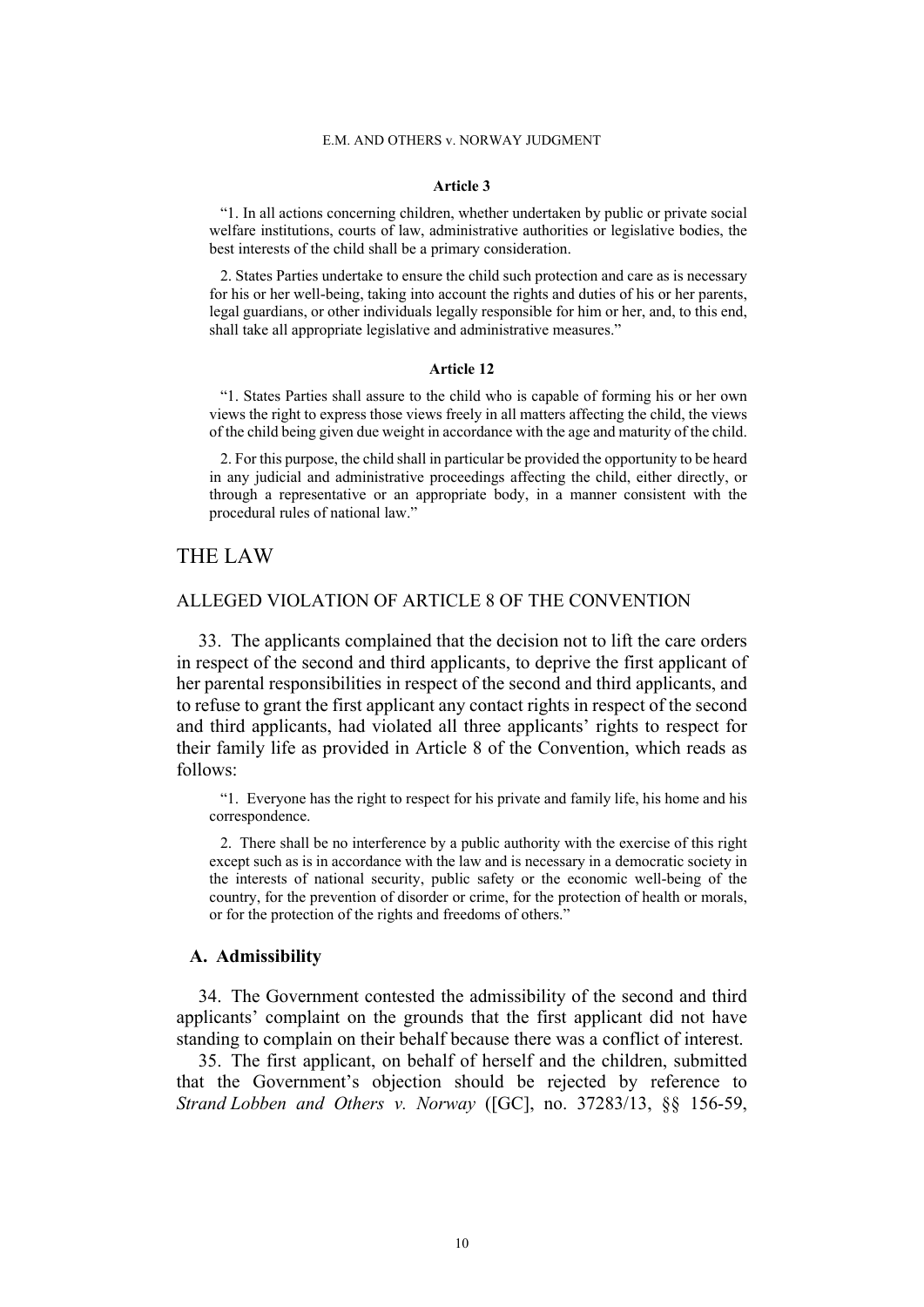**Article 3**

> "1. In all actions concerning children, whether undertaken by public or private social welfare institutions, courts of law, administrative authorities or legislative bodies, the best interests of the child shall be a primary consideration.
>
> 2. States Parties undertake to ensure the child such protection and care as is necessary for his or her well-being, taking into account the rights and duties of his or her parents, legal guardians, or other individuals legally responsible for him or her, and, to this end, shall take all appropriate legislative and administrative measures."

**Article 12**

> "1. States Parties shall assure to the child who is capable of forming his or her own views the right to express those views freely in all matters affecting the child, the views of the child being given due weight in accordance with the age and maturity of the child.
>
> 2. For this purpose, the child shall in particular be provided the opportunity to be heard in any judicial and administrative proceedings affecting the child, either directly, or through a representative or an appropriate body, in a manner consistent with the procedural rules of national law."

# THE LAW

## ALLEGED VIOLATION OF ARTICLE 8 OF THE CONVENTION

33. The applicants complained that the decision not to lift the care orders in respect of the second and third applicants, to deprive the first applicant of her parental responsibilities in respect of the second and third applicants, and to refuse to grant the first applicant any contact rights in respect of the second and third applicants, had violated all three applicants' rights to respect for their family life as provided in Article 8 of the Convention, which reads as follows:

> "1. Everyone has the right to respect for his private and family life, his home and his correspondence.
>
> 2. There shall be no interference by a public authority with the exercise of this right except such as is in accordance with the law and is necessary in a democratic society in the interests of national security, public safety or the economic well-being of the country, for the prevention of disorder or crime, for the protection of health or morals, or for the protection of the rights and freedoms of others."

### A. Admissibility

34. The Government contested the admissibility of the second and third applicants' complaint on the grounds that the first applicant did not have standing to complain on their behalf because there was a conflict of interest.

35. The first applicant, on behalf of herself and the children, submitted that the Government's objection should be rejected by reference to *Strand Lobben and Others v. Norway* ([GC], no. 37283/13, §§ 156-59,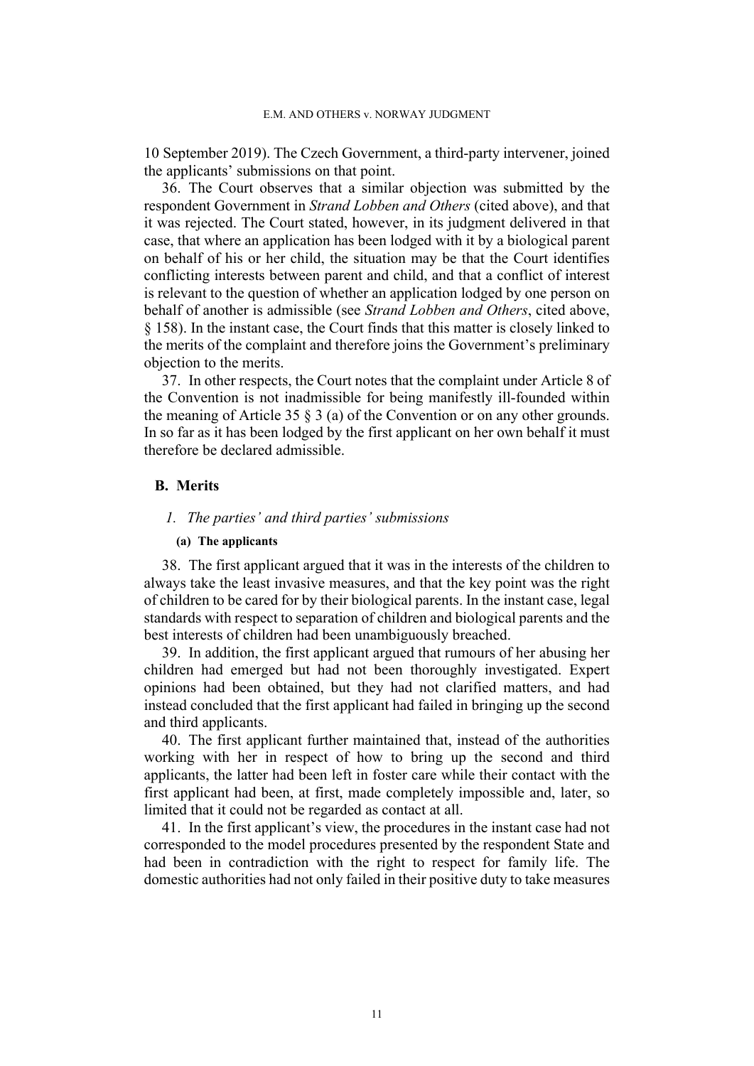10 September 2019). The Czech Government, a third-party intervener, joined the applicants' submissions on that point.

36. The Court observes that a similar objection was submitted by the respondent Government in *Strand Lobben and Others* (cited above), and that it was rejected. The Court stated, however, in its judgment delivered in that case, that where an application has been lodged with it by a biological parent on behalf of his or her child, the situation may be that the Court identifies conflicting interests between parent and child, and that a conflict of interest is relevant to the question of whether an application lodged by one person on behalf of another is admissible (see *Strand Lobben and Others*, cited above, § 158). In the instant case, the Court finds that this matter is closely linked to the merits of the complaint and therefore joins the Government's preliminary objection to the merits.

37. In other respects, the Court notes that the complaint under Article 8 of the Convention is not inadmissible for being manifestly ill-founded within the meaning of Article 35 § 3 (a) of the Convention or on any other grounds. In so far as it has been lodged by the first applicant on her own behalf it must therefore be declared admissible.

## B. Merits

### *1. The parties' and third parties' submissions*

#### (a) The applicants

38. The first applicant argued that it was in the interests of the children to always take the least invasive measures, and that the key point was the right of children to be cared for by their biological parents. In the instant case, legal standards with respect to separation of children and biological parents and the best interests of children had been unambiguously breached.

39. In addition, the first applicant argued that rumours of her abusing her children had emerged but had not been thoroughly investigated. Expert opinions had been obtained, but they had not clarified matters, and had instead concluded that the first applicant had failed in bringing up the second and third applicants.

40. The first applicant further maintained that, instead of the authorities working with her in respect of how to bring up the second and third applicants, the latter had been left in foster care while their contact with the first applicant had been, at first, made completely impossible and, later, so limited that it could not be regarded as contact at all.

41. In the first applicant's view, the procedures in the instant case had not corresponded to the model procedures presented by the respondent State and had been in contradiction with the right to respect for family life. The domestic authorities had not only failed in their positive duty to take measures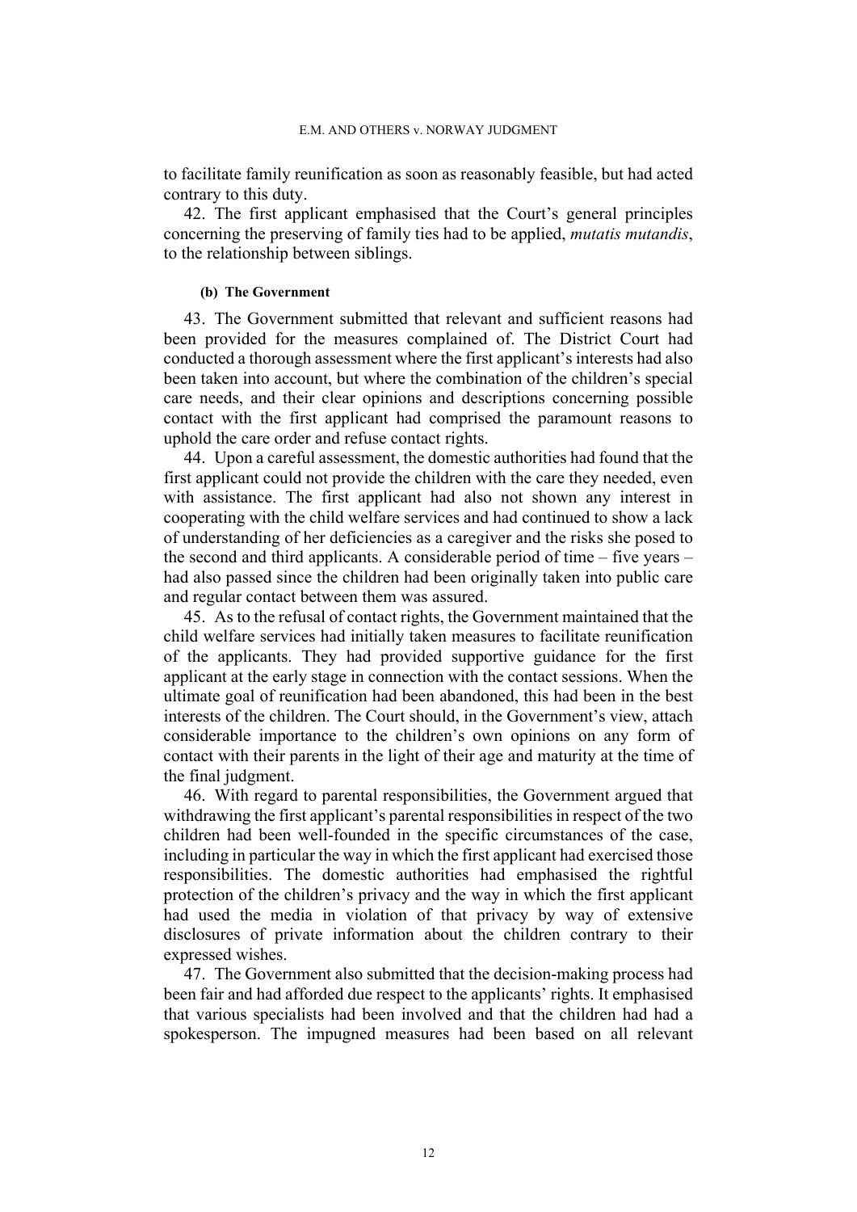to facilitate family reunification as soon as reasonably feasible, but had acted contrary to this duty.

42. The first applicant emphasised that the Court's general principles concerning the preserving of family ties had to be applied, *mutatis mutandis*, to the relationship between siblings.

#### (b) The Government

43. The Government submitted that relevant and sufficient reasons had been provided for the measures complained of. The District Court had conducted a thorough assessment where the first applicant's interests had also been taken into account, but where the combination of the children's special care needs, and their clear opinions and descriptions concerning possible contact with the first applicant had comprised the paramount reasons to uphold the care order and refuse contact rights.

44. Upon a careful assessment, the domestic authorities had found that the first applicant could not provide the children with the care they needed, even with assistance. The first applicant had also not shown any interest in cooperating with the child welfare services and had continued to show a lack of understanding of her deficiencies as a caregiver and the risks she posed to the second and third applicants. A considerable period of time – five years – had also passed since the children had been originally taken into public care and regular contact between them was assured.

45. As to the refusal of contact rights, the Government maintained that the child welfare services had initially taken measures to facilitate reunification of the applicants. They had provided supportive guidance for the first applicant at the early stage in connection with the contact sessions. When the ultimate goal of reunification had been abandoned, this had been in the best interests of the children. The Court should, in the Government's view, attach considerable importance to the children's own opinions on any form of contact with their parents in the light of their age and maturity at the time of the final judgment.

46. With regard to parental responsibilities, the Government argued that withdrawing the first applicant's parental responsibilities in respect of the two children had been well-founded in the specific circumstances of the case, including in particular the way in which the first applicant had exercised those responsibilities. The domestic authorities had emphasised the rightful protection of the children's privacy and the way in which the first applicant had used the media in violation of that privacy by way of extensive disclosures of private information about the children contrary to their expressed wishes.

47. The Government also submitted that the decision-making process had been fair and had afforded due respect to the applicants' rights. It emphasised that various specialists had been involved and that the children had had a spokesperson. The impugned measures had been based on all relevant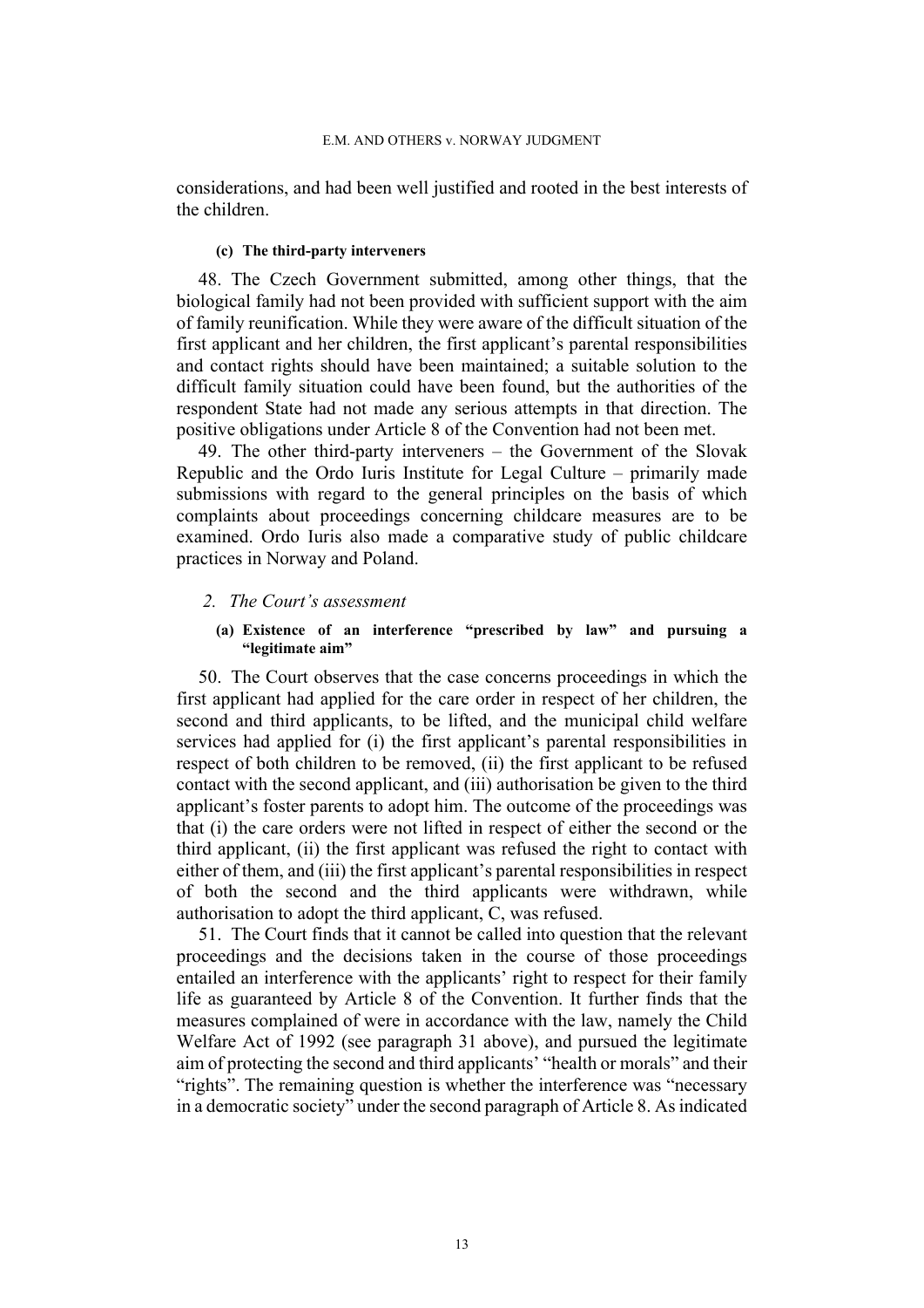considerations, and had been well justified and rooted in the best interests of the children.

##### (c) The third-party interveners

48. The Czech Government submitted, among other things, that the biological family had not been provided with sufficient support with the aim of family reunification. While they were aware of the difficult situation of the first applicant and her children, the first applicant's parental responsibilities and contact rights should have been maintained; a suitable solution to the difficult family situation could have been found, but the authorities of the respondent State had not made any serious attempts in that direction. The positive obligations under Article 8 of the Convention had not been met.

49. The other third-party interveners – the Government of the Slovak Republic and the Ordo Iuris Institute for Legal Culture – primarily made submissions with regard to the general principles on the basis of which complaints about proceedings concerning childcare measures are to be examined. Ordo Iuris also made a comparative study of public childcare practices in Norway and Poland.

### *2. The Court's assessment*

#### (a) Existence of an interference "prescribed by law" and pursuing a "legitimate aim"

50. The Court observes that the case concerns proceedings in which the first applicant had applied for the care order in respect of her children, the second and third applicants, to be lifted, and the municipal child welfare services had applied for (i) the first applicant's parental responsibilities in respect of both children to be removed, (ii) the first applicant to be refused contact with the second applicant, and (iii) authorisation be given to the third applicant's foster parents to adopt him. The outcome of the proceedings was that (i) the care orders were not lifted in respect of either the second or the third applicant, (ii) the first applicant was refused the right to contact with either of them, and (iii) the first applicant's parental responsibilities in respect of both the second and the third applicants were withdrawn, while authorisation to adopt the third applicant, C, was refused.

51. The Court finds that it cannot be called into question that the relevant proceedings and the decisions taken in the course of those proceedings entailed an interference with the applicants' right to respect for their family life as guaranteed by Article 8 of the Convention. It further finds that the measures complained of were in accordance with the law, namely the Child Welfare Act of 1992 (see paragraph 31 above), and pursued the legitimate aim of protecting the second and third applicants' "health or morals" and their "rights". The remaining question is whether the interference was "necessary in a democratic society" under the second paragraph of Article 8. As indicated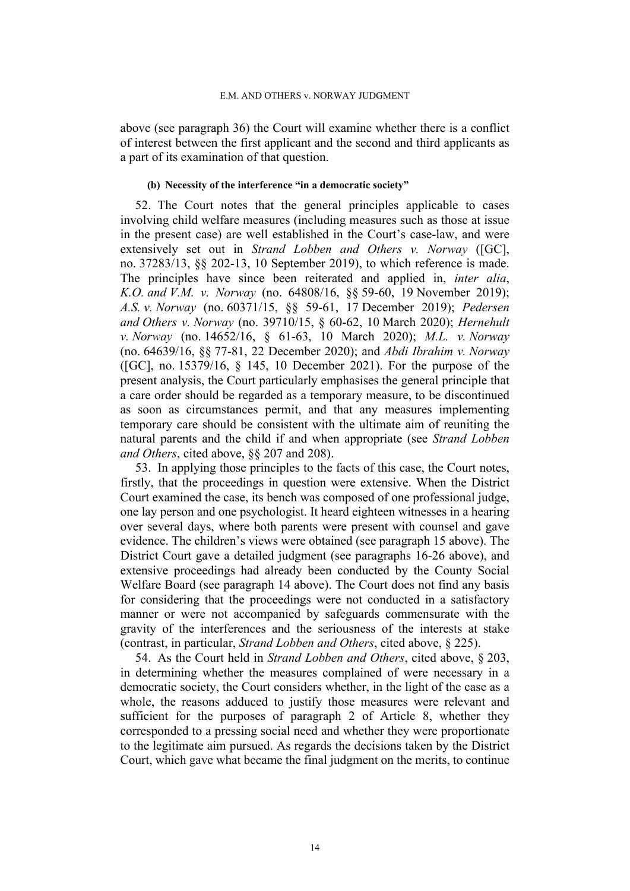above (see paragraph 36) the Court will examine whether there is a conflict of interest between the first applicant and the second and third applicants as a part of its examination of that question.

#### (b) Necessity of the interference "in a democratic society"

52. The Court notes that the general principles applicable to cases involving child welfare measures (including measures such as those at issue in the present case) are well established in the Court's case-law, and were extensively set out in *Strand Lobben and Others v. Norway* ([GC], no. 37283/13, §§ 202-13, 10 September 2019), to which reference is made. The principles have since been reiterated and applied in, *inter alia*, *K.O. and V.M. v. Norway* (no. 64808/16, §§ 59-60, 19 November 2019); *A.S. v. Norway* (no. 60371/15, §§ 59-61, 17 December 2019); *Pedersen and Others v. Norway* (no. 39710/15, § 60-62, 10 March 2020); *Hernehult v. Norway* (no. 14652/16, § 61-63, 10 March 2020); *M.L. v. Norway* (no. 64639/16, §§ 77-81, 22 December 2020); and *Abdi Ibrahim v. Norway* ([GC], no. 15379/16, § 145, 10 December 2021). For the purpose of the present analysis, the Court particularly emphasises the general principle that a care order should be regarded as a temporary measure, to be discontinued as soon as circumstances permit, and that any measures implementing temporary care should be consistent with the ultimate aim of reuniting the natural parents and the child if and when appropriate (see *Strand Lobben and Others*, cited above, §§ 207 and 208).

53. In applying those principles to the facts of this case, the Court notes, firstly, that the proceedings in question were extensive. When the District Court examined the case, its bench was composed of one professional judge, one lay person and one psychologist. It heard eighteen witnesses in a hearing over several days, where both parents were present with counsel and gave evidence. The children's views were obtained (see paragraph 15 above). The District Court gave a detailed judgment (see paragraphs 16-26 above), and extensive proceedings had already been conducted by the County Social Welfare Board (see paragraph 14 above). The Court does not find any basis for considering that the proceedings were not conducted in a satisfactory manner or were not accompanied by safeguards commensurate with the gravity of the interferences and the seriousness of the interests at stake (contrast, in particular, *Strand Lobben and Others*, cited above, § 225).

54. As the Court held in *Strand Lobben and Others*, cited above, § 203, in determining whether the measures complained of were necessary in a democratic society, the Court considers whether, in the light of the case as a whole, the reasons adduced to justify those measures were relevant and sufficient for the purposes of paragraph 2 of Article 8, whether they corresponded to a pressing social need and whether they were proportionate to the legitimate aim pursued. As regards the decisions taken by the District Court, which gave what became the final judgment on the merits, to continue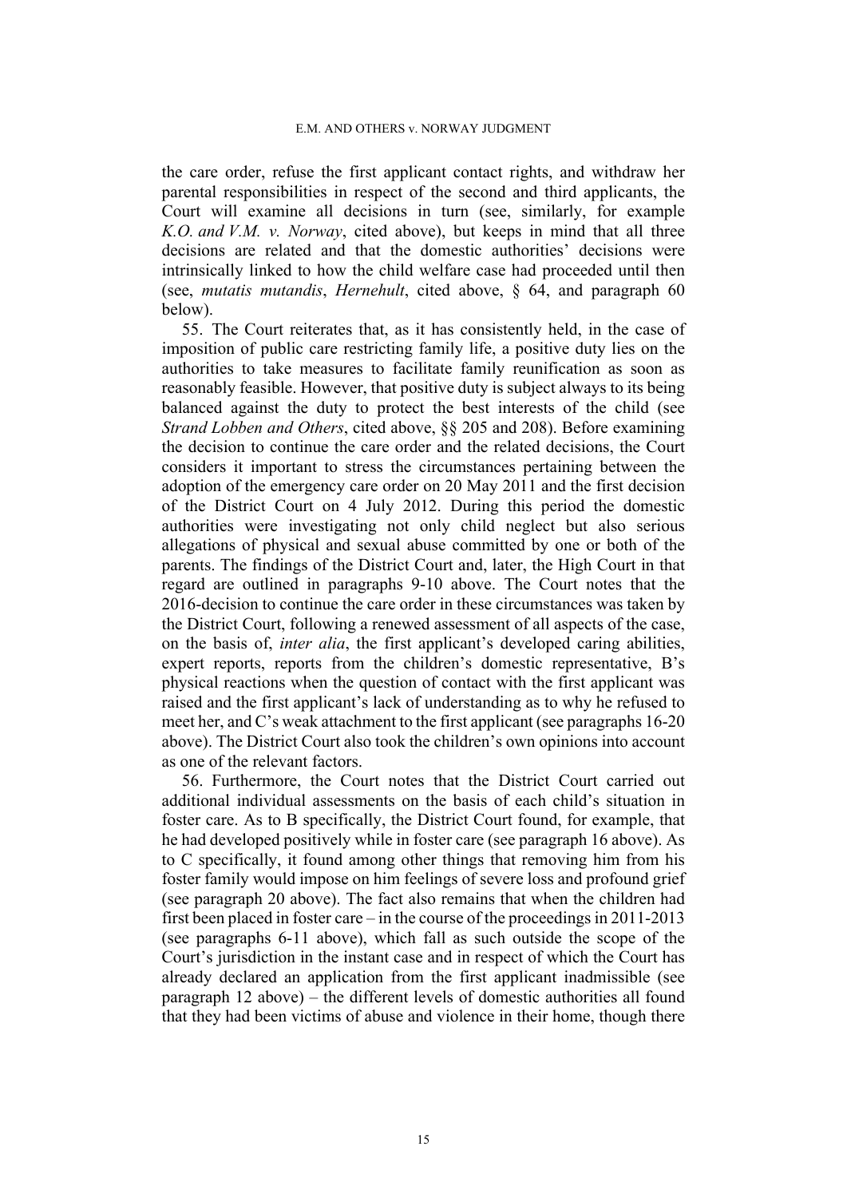the care order, refuse the first applicant contact rights, and withdraw her parental responsibilities in respect of the second and third applicants, the Court will examine all decisions in turn (see, similarly, for example *K.O. and V.M. v. Norway*, cited above), but keeps in mind that all three decisions are related and that the domestic authorities' decisions were intrinsically linked to how the child welfare case had proceeded until then (see, *mutatis mutandis*, *Hernehult*, cited above, § 64, and paragraph 60 below).

55. The Court reiterates that, as it has consistently held, in the case of imposition of public care restricting family life, a positive duty lies on the authorities to take measures to facilitate family reunification as soon as reasonably feasible. However, that positive duty is subject always to its being balanced against the duty to protect the best interests of the child (see *Strand Lobben and Others*, cited above, §§ 205 and 208). Before examining the decision to continue the care order and the related decisions, the Court considers it important to stress the circumstances pertaining between the adoption of the emergency care order on 20 May 2011 and the first decision of the District Court on 4 July 2012. During this period the domestic authorities were investigating not only child neglect but also serious allegations of physical and sexual abuse committed by one or both of the parents. The findings of the District Court and, later, the High Court in that regard are outlined in paragraphs 9-10 above. The Court notes that the 2016-decision to continue the care order in these circumstances was taken by the District Court, following a renewed assessment of all aspects of the case, on the basis of, *inter alia*, the first applicant's developed caring abilities, expert reports, reports from the children's domestic representative, B's physical reactions when the question of contact with the first applicant was raised and the first applicant's lack of understanding as to why he refused to meet her, and C's weak attachment to the first applicant (see paragraphs 16-20 above). The District Court also took the children's own opinions into account as one of the relevant factors.

56. Furthermore, the Court notes that the District Court carried out additional individual assessments on the basis of each child's situation in foster care. As to B specifically, the District Court found, for example, that he had developed positively while in foster care (see paragraph 16 above). As to C specifically, it found among other things that removing him from his foster family would impose on him feelings of severe loss and profound grief (see paragraph 20 above). The fact also remains that when the children had first been placed in foster care – in the course of the proceedings in 2011-2013 (see paragraphs 6-11 above), which fall as such outside the scope of the Court's jurisdiction in the instant case and in respect of which the Court has already declared an application from the first applicant inadmissible (see paragraph 12 above) – the different levels of domestic authorities all found that they had been victims of abuse and violence in their home, though there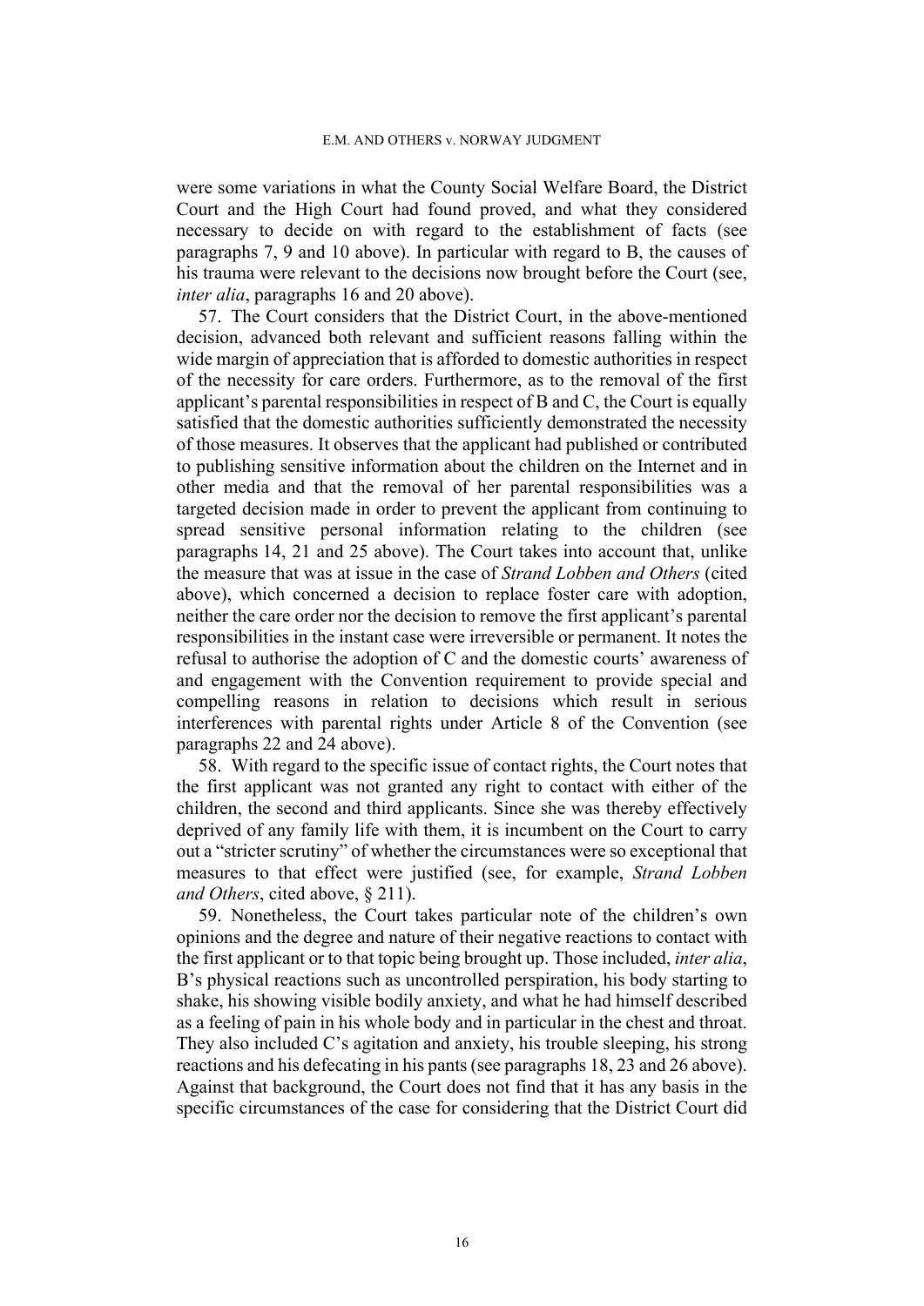were some variations in what the County Social Welfare Board, the District Court and the High Court had found proved, and what they considered necessary to decide on with regard to the establishment of facts (see paragraphs 7, 9 and 10 above). In particular with regard to B, the causes of his trauma were relevant to the decisions now brought before the Court (see, *inter alia*, paragraphs 16 and 20 above).

57. The Court considers that the District Court, in the above-mentioned decision, advanced both relevant and sufficient reasons falling within the wide margin of appreciation that is afforded to domestic authorities in respect of the necessity for care orders. Furthermore, as to the removal of the first applicant's parental responsibilities in respect of B and C, the Court is equally satisfied that the domestic authorities sufficiently demonstrated the necessity of those measures. It observes that the applicant had published or contributed to publishing sensitive information about the children on the Internet and in other media and that the removal of her parental responsibilities was a targeted decision made in order to prevent the applicant from continuing to spread sensitive personal information relating to the children (see paragraphs 14, 21 and 25 above). The Court takes into account that, unlike the measure that was at issue in the case of *Strand Lobben and Others* (cited above), which concerned a decision to replace foster care with adoption, neither the care order nor the decision to remove the first applicant's parental responsibilities in the instant case were irreversible or permanent. It notes the refusal to authorise the adoption of C and the domestic courts' awareness of and engagement with the Convention requirement to provide special and compelling reasons in relation to decisions which result in serious interferences with parental rights under Article 8 of the Convention (see paragraphs 22 and 24 above).

58. With regard to the specific issue of contact rights, the Court notes that the first applicant was not granted any right to contact with either of the children, the second and third applicants. Since she was thereby effectively deprived of any family life with them, it is incumbent on the Court to carry out a "stricter scrutiny" of whether the circumstances were so exceptional that measures to that effect were justified (see, for example, *Strand Lobben and Others*, cited above, § 211).

59. Nonetheless, the Court takes particular note of the children's own opinions and the degree and nature of their negative reactions to contact with the first applicant or to that topic being brought up. Those included, *inter alia*, B's physical reactions such as uncontrolled perspiration, his body starting to shake, his showing visible bodily anxiety, and what he had himself described as a feeling of pain in his whole body and in particular in the chest and throat. They also included C's agitation and anxiety, his trouble sleeping, his strong reactions and his defecating in his pants (see paragraphs 18, 23 and 26 above). Against that background, the Court does not find that it has any basis in the specific circumstances of the case for considering that the District Court did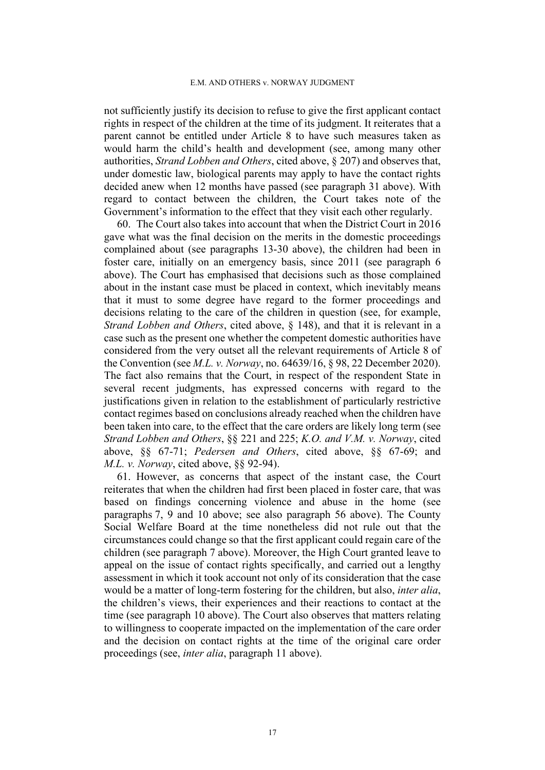not sufficiently justify its decision to refuse to give the first applicant contact rights in respect of the children at the time of its judgment. It reiterates that a parent cannot be entitled under Article 8 to have such measures taken as would harm the child's health and development (see, among many other authorities, *Strand Lobben and Others*, cited above, § 207) and observes that, under domestic law, biological parents may apply to have the contact rights decided anew when 12 months have passed (see paragraph 31 above). With regard to contact between the children, the Court takes note of the Government's information to the effect that they visit each other regularly.

60. The Court also takes into account that when the District Court in 2016 gave what was the final decision on the merits in the domestic proceedings complained about (see paragraphs 13-30 above), the children had been in foster care, initially on an emergency basis, since 2011 (see paragraph 6 above). The Court has emphasised that decisions such as those complained about in the instant case must be placed in context, which inevitably means that it must to some degree have regard to the former proceedings and decisions relating to the care of the children in question (see, for example, *Strand Lobben and Others*, cited above, § 148), and that it is relevant in a case such as the present one whether the competent domestic authorities have considered from the very outset all the relevant requirements of Article 8 of the Convention (see *M.L. v. Norway*, no. 64639/16, § 98, 22 December 2020). The fact also remains that the Court, in respect of the respondent State in several recent judgments, has expressed concerns with regard to the justifications given in relation to the establishment of particularly restrictive contact regimes based on conclusions already reached when the children have been taken into care, to the effect that the care orders are likely long term (see *Strand Lobben and Others*, §§ 221 and 225; *K.O. and V.M. v. Norway*, cited above, §§ 67-71; *Pedersen and Others*, cited above, §§ 67-69; and *M.L. v. Norway*, cited above, §§ 92-94).

61. However, as concerns that aspect of the instant case, the Court reiterates that when the children had first been placed in foster care, that was based on findings concerning violence and abuse in the home (see paragraphs 7, 9 and 10 above; see also paragraph 56 above). The County Social Welfare Board at the time nonetheless did not rule out that the circumstances could change so that the first applicant could regain care of the children (see paragraph 7 above). Moreover, the High Court granted leave to appeal on the issue of contact rights specifically, and carried out a lengthy assessment in which it took account not only of its consideration that the case would be a matter of long-term fostering for the children, but also, *inter alia*, the children's views, their experiences and their reactions to contact at the time (see paragraph 10 above). The Court also observes that matters relating to willingness to cooperate impacted on the implementation of the care order and the decision on contact rights at the time of the original care order proceedings (see, *inter alia*, paragraph 11 above).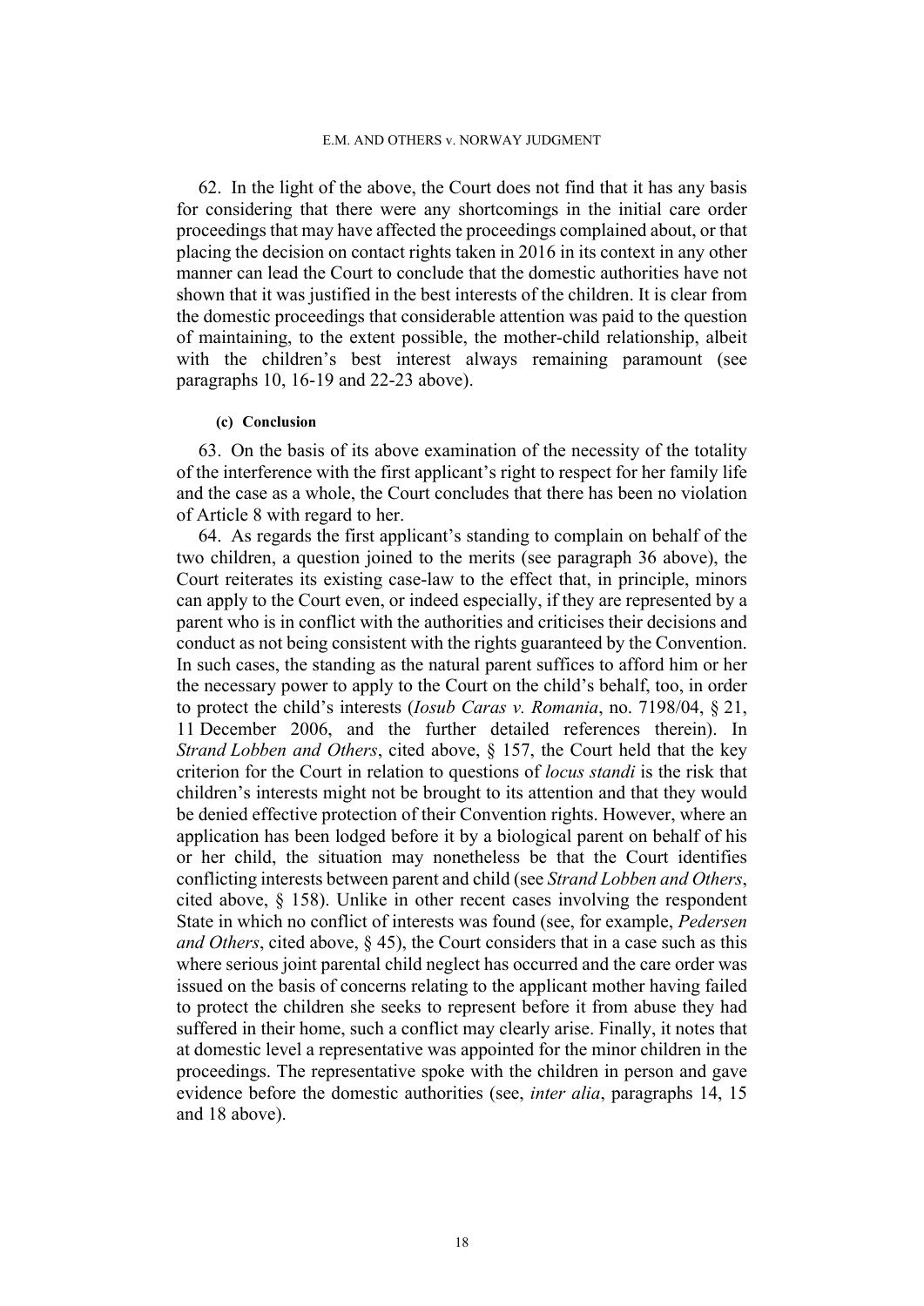62. In the light of the above, the Court does not find that it has any basis for considering that there were any shortcomings in the initial care order proceedings that may have affected the proceedings complained about, or that placing the decision on contact rights taken in 2016 in its context in any other manner can lead the Court to conclude that the domestic authorities have not shown that it was justified in the best interests of the children. It is clear from the domestic proceedings that considerable attention was paid to the question of maintaining, to the extent possible, the mother-child relationship, albeit with the children's best interest always remaining paramount (see paragraphs 10, 16-19 and 22-23 above).

#### (c) Conclusion

63. On the basis of its above examination of the necessity of the totality of the interference with the first applicant's right to respect for her family life and the case as a whole, the Court concludes that there has been no violation of Article 8 with regard to her.

64. As regards the first applicant's standing to complain on behalf of the two children, a question joined to the merits (see paragraph 36 above), the Court reiterates its existing case-law to the effect that, in principle, minors can apply to the Court even, or indeed especially, if they are represented by a parent who is in conflict with the authorities and criticises their decisions and conduct as not being consistent with the rights guaranteed by the Convention. In such cases, the standing as the natural parent suffices to afford him or her the necessary power to apply to the Court on the child's behalf, too, in order to protect the child's interests (*Iosub Caras v. Romania*, no. 7198/04, § 21, 11 December 2006, and the further detailed references therein). In *Strand Lobben and Others*, cited above, § 157, the Court held that the key criterion for the Court in relation to questions of *locus standi* is the risk that children's interests might not be brought to its attention and that they would be denied effective protection of their Convention rights. However, where an application has been lodged before it by a biological parent on behalf of his or her child, the situation may nonetheless be that the Court identifies conflicting interests between parent and child (see *Strand Lobben and Others*, cited above, § 158). Unlike in other recent cases involving the respondent State in which no conflict of interests was found (see, for example, *Pedersen and Others*, cited above, § 45), the Court considers that in a case such as this where serious joint parental child neglect has occurred and the care order was issued on the basis of concerns relating to the applicant mother having failed to protect the children she seeks to represent before it from abuse they had suffered in their home, such a conflict may clearly arise. Finally, it notes that at domestic level a representative was appointed for the minor children in the proceedings. The representative spoke with the children in person and gave evidence before the domestic authorities (see, *inter alia*, paragraphs 14, 15 and 18 above).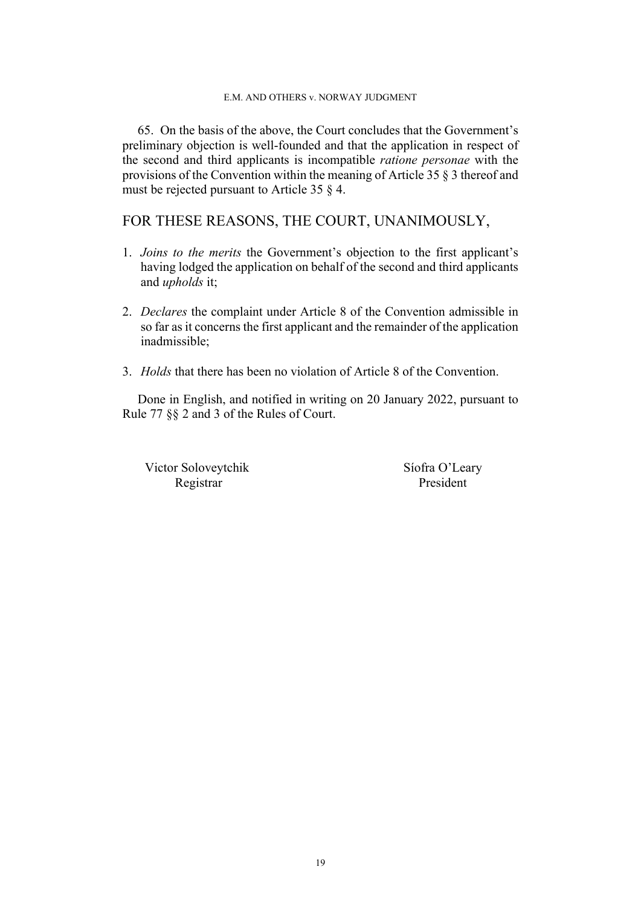65. On the basis of the above, the Court concludes that the Government's preliminary objection is well-founded and that the application in respect of the second and third applicants is incompatible *ratione personae* with the provisions of the Convention within the meaning of Article 35 § 3 thereof and must be rejected pursuant to Article 35 § 4.

## FOR THESE REASONS, THE COURT, UNANIMOUSLY,

1. *Joins to the merits* the Government's objection to the first applicant's having lodged the application on behalf of the second and third applicants and *upholds* it;

2. *Declares* the complaint under Article 8 of the Convention admissible in so far as it concerns the first applicant and the remainder of the application inadmissible;

3. *Holds* that there has been no violation of Article 8 of the Convention.

Done in English, and notified in writing on 20 January 2022, pursuant to Rule 77 §§ 2 and 3 of the Rules of Court.

Victor Soloveytchik
Registrar

Síofra O'Leary
President